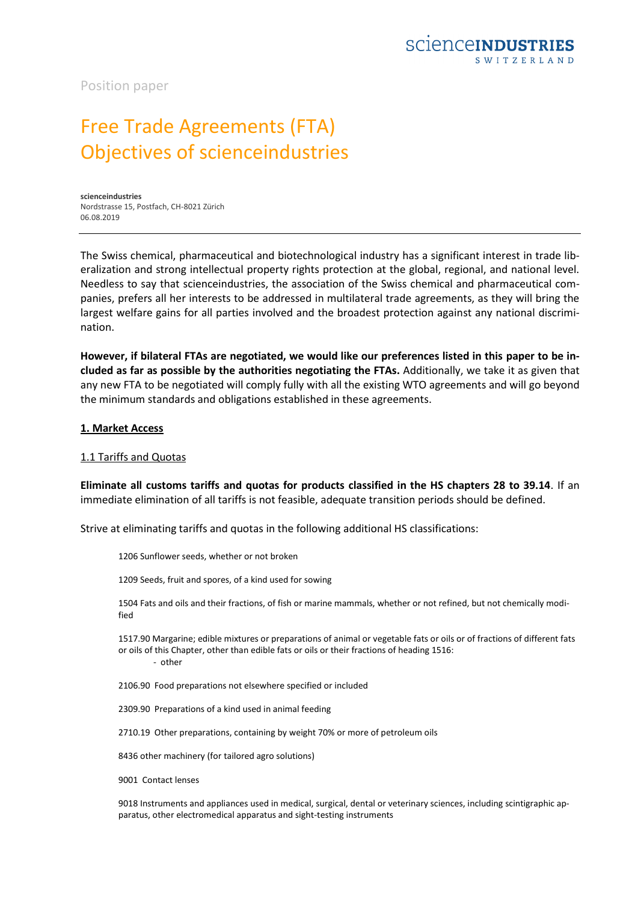Position paper

# Free Trade Agreements (FTA) Objectives of scienceindustries

**scienceindustries**
Nordstrasse 15, Postfach, CH-8021 Zürich
06.08.2019

The Swiss chemical, pharmaceutical and biotechnological industry has a significant interest in trade liberalization and strong intellectual property rights protection at the global, regional, and national level. Needless to say that scienceindustries, the association of the Swiss chemical and pharmaceutical companies, prefers all her interests to be addressed in multilateral trade agreements, as they will bring the largest welfare gains for all parties involved and the broadest protection against any national discrimination.

**However, if bilateral FTAs are negotiated, we would like our preferences listed in this paper to be included as far as possible by the authorities negotiating the FTAs.** Additionally, we take it as given that any new FTA to be negotiated will comply fully with all the existing WTO agreements and will go beyond the minimum standards and obligations established in these agreements.

## 1. Market Access

### 1.1 Tariffs and Quotas

**Eliminate all customs tariffs and quotas for products classified in the HS chapters 28 to 39.14**. If an immediate elimination of all tariffs is not feasible, adequate transition periods should be defined.

Strive at eliminating tariffs and quotas in the following additional HS classifications:

1206 Sunflower seeds, whether or not broken

1209 Seeds, fruit and spores, of a kind used for sowing

1504 Fats and oils and their fractions, of fish or marine mammals, whether or not refined, but not chemically modified

1517.90 Margarine; edible mixtures or preparations of animal or vegetable fats or oils or of fractions of different fats or oils of this Chapter, other than edible fats or oils or their fractions of heading 1516:
- other

2106.90 Food preparations not elsewhere specified or included

2309.90 Preparations of a kind used in animal feeding

2710.19 Other preparations, containing by weight 70% or more of petroleum oils

8436 other machinery (for tailored agro solutions)

9001 Contact lenses

9018 Instruments and appliances used in medical, surgical, dental or veterinary sciences, including scintigraphic apparatus, other electromedical apparatus and sight-testing instruments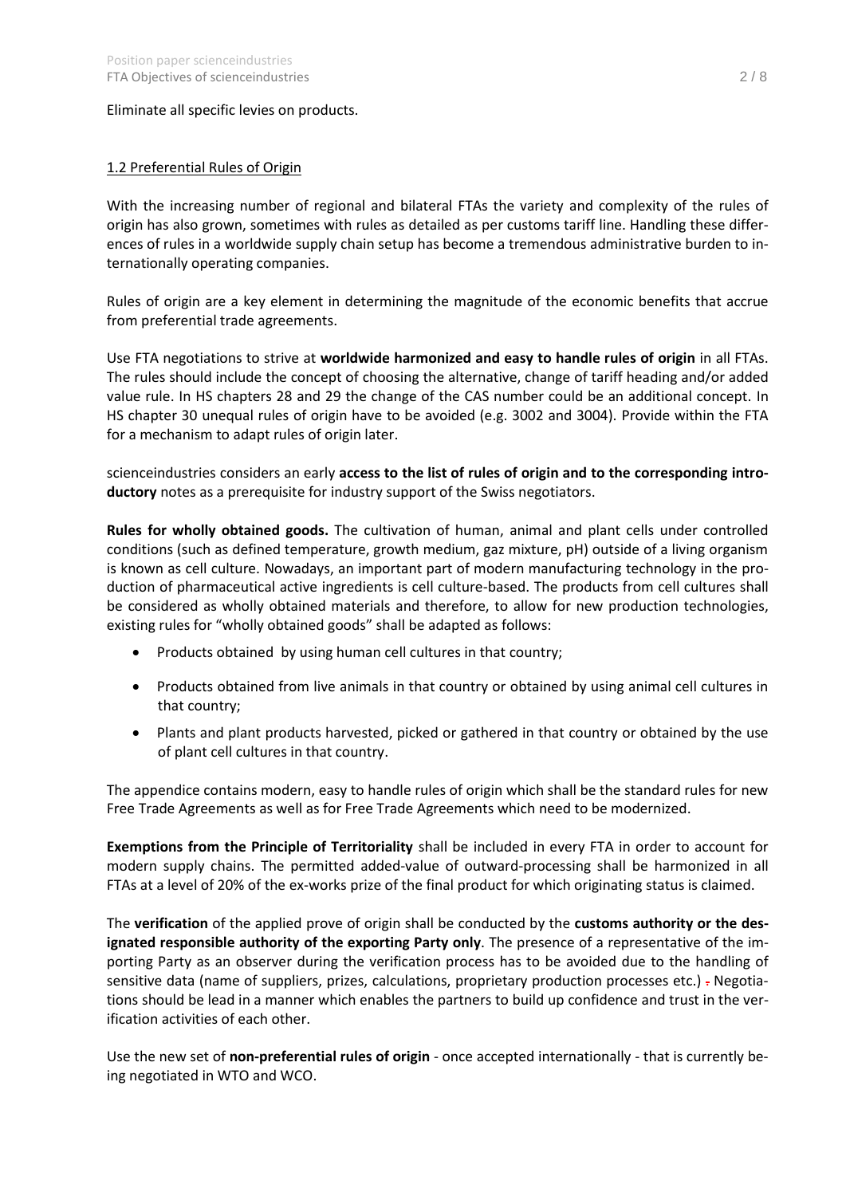Eliminate all specific levies on products.

1.2 Preferential Rules of Origin

With the increasing number of regional and bilateral FTAs the variety and complexity of the rules of origin has also grown, sometimes with rules as detailed as per customs tariff line. Handling these differences of rules in a worldwide supply chain setup has become a tremendous administrative burden to internationally operating companies.

Rules of origin are a key element in determining the magnitude of the economic benefits that accrue from preferential trade agreements.

Use FTA negotiations to strive at **worldwide harmonized and easy to handle rules of origin** in all FTAs. The rules should include the concept of choosing the alternative, change of tariff heading and/or added value rule. In HS chapters 28 and 29 the change of the CAS number could be an additional concept. In HS chapter 30 unequal rules of origin have to be avoided (e.g. 3002 and 3004). Provide within the FTA for a mechanism to adapt rules of origin later.

scienceindustries considers an early **access to the list of rules of origin and to the corresponding introductory** notes as a prerequisite for industry support of the Swiss negotiators.

**Rules for wholly obtained goods.** The cultivation of human, animal and plant cells under controlled conditions (such as defined temperature, growth medium, gaz mixture, pH) outside of a living organism is known as cell culture. Nowadays, an important part of modern manufacturing technology in the production of pharmaceutical active ingredients is cell culture-based. The products from cell cultures shall be considered as wholly obtained materials and therefore, to allow for new production technologies, existing rules for "wholly obtained goods" shall be adapted as follows:

- Products obtained by using human cell cultures in that country;
- Products obtained from live animals in that country or obtained by using animal cell cultures in that country;
- Plants and plant products harvested, picked or gathered in that country or obtained by the use of plant cell cultures in that country.

The appendice contains modern, easy to handle rules of origin which shall be the standard rules for new Free Trade Agreements as well as for Free Trade Agreements which need to be modernized.

**Exemptions from the Principle of Territoriality** shall be included in every FTA in order to account for modern supply chains. The permitted added-value of outward-processing shall be harmonized in all FTAs at a level of 20% of the ex-works prize of the final product for which originating status is claimed.

The **verification** of the applied prove of origin shall be conducted by the **customs authority or the designated responsible authority of the exporting Party only**. The presence of a representative of the importing Party as an observer during the verification process has to be avoided due to the handling of sensitive data (name of suppliers, prizes, calculations, proprietary production processes etc.) . Negotiations should be lead in a manner which enables the partners to build up confidence and trust in the verification activities of each other.

Use the new set of **non-preferential rules of origin** - once accepted internationally - that is currently being negotiated in WTO and WCO.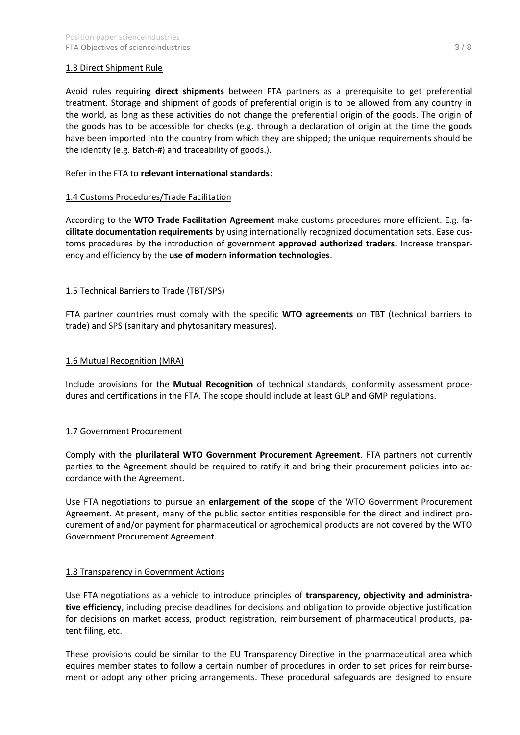1.3 Direct Shipment Rule

Avoid rules requiring **direct shipments** between FTA partners as a prerequisite to get preferential treatment. Storage and shipment of goods of preferential origin is to be allowed from any country in the world, as long as these activities do not change the preferential origin of the goods. The origin of the goods has to be accessible for checks (e.g. through a declaration of origin at the time the goods have been imported into the country from which they are shipped; the unique requirements should be the identity (e.g. Batch-#) and traceability of goods.).

Refer in the FTA to **relevant international standards:**

1.4 Customs Procedures/Trade Facilitation

According to the **WTO Trade Facilitation Agreement** make customs procedures more efficient. E.g. f**acilitate documentation requirements** by using internationally recognized documentation sets. Ease customs procedures by the introduction of government **approved authorized traders.** Increase transparency and efficiency by the **use of modern information technologies**.

1.5 Technical Barriers to Trade (TBT/SPS)

FTA partner countries must comply with the specific **WTO agreements** on TBT (technical barriers to trade) and SPS (sanitary and phytosanitary measures).

1.6 Mutual Recognition (MRA)

Include provisions for the **Mutual Recognition** of technical standards, conformity assessment procedures and certifications in the FTA. The scope should include at least GLP and GMP regulations.

1.7 Government Procurement

Comply with the **plurilateral WTO Government Procurement Agreement**. FTA partners not currently parties to the Agreement should be required to ratify it and bring their procurement policies into accordance with the Agreement.

Use FTA negotiations to pursue an **enlargement of the scope** of the WTO Government Procurement Agreement. At present, many of the public sector entities responsible for the direct and indirect procurement of and/or payment for pharmaceutical or agrochemical products are not covered by the WTO Government Procurement Agreement.

1.8 Transparency in Government Actions

Use FTA negotiations as a vehicle to introduce principles of **transparency, objectivity and administrative efficiency**, including precise deadlines for decisions and obligation to provide objective justification for decisions on market access, product registration, reimbursement of pharmaceutical products, patent filing, etc.

These provisions could be similar to the EU Transparency Directive in the pharmaceutical area which equires member states to follow a certain number of procedures in order to set prices for reimbursement or adopt any other pricing arrangements. These procedural safeguards are designed to ensure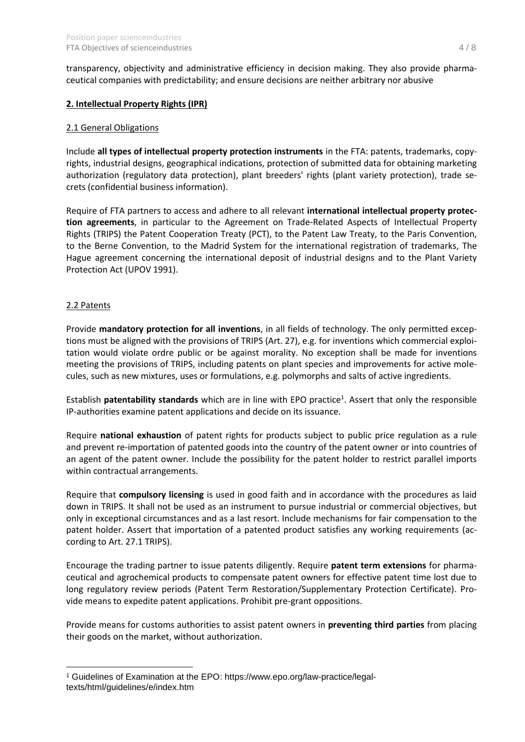transparency, objectivity and administrative efficiency in decision making. They also provide pharmaceutical companies with predictability; and ensure decisions are neither arbitrary nor abusive

## 2. Intellectual Property Rights (IPR)

### 2.1 General Obligations

Include **all types of intellectual property protection instruments** in the FTA: patents, trademarks, copyrights, industrial designs, geographical indications, protection of submitted data for obtaining marketing authorization (regulatory data protection), plant breeders' rights (plant variety protection), trade secrets (confidential business information).

Require of FTA partners to access and adhere to all relevant **international intellectual property protection agreements**, in particular to the Agreement on Trade-Related Aspects of Intellectual Property Rights (TRIPS) the Patent Cooperation Treaty (PCT), to the Patent Law Treaty, to the Paris Convention, to the Berne Convention, to the Madrid System for the international registration of trademarks, The Hague agreement concerning the international deposit of industrial designs and to the Plant Variety Protection Act (UPOV 1991).

### 2.2 Patents

Provide **mandatory protection for all inventions**, in all fields of technology. The only permitted exceptions must be aligned with the provisions of TRIPS (Art. 27), e.g. for inventions which commercial exploitation would violate ordre public or be against morality. No exception shall be made for inventions meeting the provisions of TRIPS, including patents on plant species and improvements for active molecules, such as new mixtures, uses or formulations, e.g. polymorphs and salts of active ingredients.

Establish **patentability standards** which are in line with EPO practice[1]. Assert that only the responsible IP-authorities examine patent applications and decide on its issuance.

Require **national exhaustion** of patent rights for products subject to public price regulation as a rule and prevent re-importation of patented goods into the country of the patent owner or into countries of an agent of the patent owner. Include the possibility for the patent holder to restrict parallel imports within contractual arrangements.

Require that **compulsory licensing** is used in good faith and in accordance with the procedures as laid down in TRIPS. It shall not be used as an instrument to pursue industrial or commercial objectives, but only in exceptional circumstances and as a last resort. Include mechanisms for fair compensation to the patent holder. Assert that importation of a patented product satisfies any working requirements (according to Art. 27.1 TRIPS).

Encourage the trading partner to issue patents diligently. Require **patent term extensions** for pharmaceutical and agrochemical products to compensate patent owners for effective patent time lost due to long regulatory review periods (Patent Term Restoration/Supplementary Protection Certificate). Provide means to expedite patent applications. Prohibit pre-grant oppositions.

Provide means for customs authorities to assist patent owners in **preventing third parties** from placing their goods on the market, without authorization.

---

[1] Guidelines of Examination at the EPO: https://www.epo.org/law-practice/legal-texts/html/guidelines/e/index.htm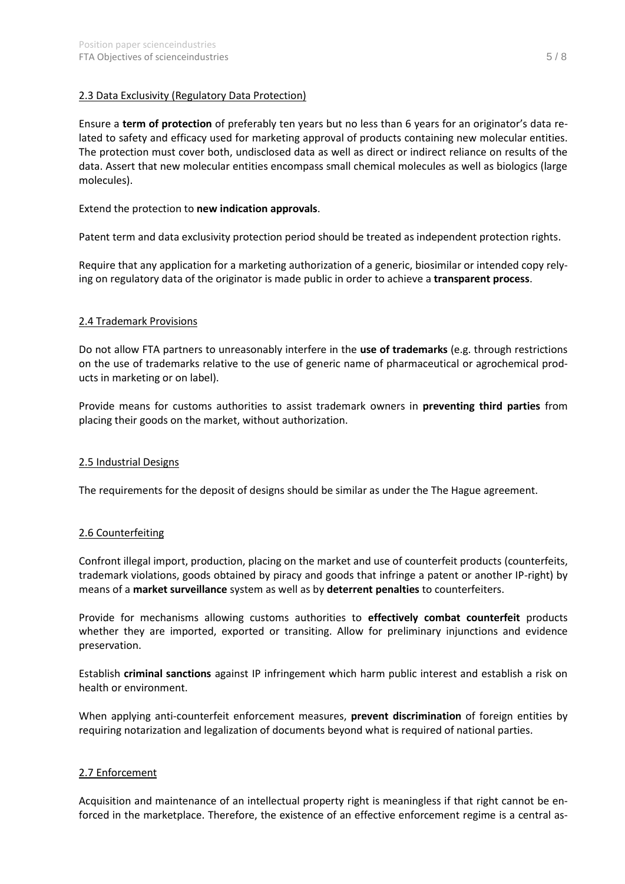## 2.3 Data Exclusivity (Regulatory Data Protection)

Ensure a **term of protection** of preferably ten years but no less than 6 years for an originator's data related to safety and efficacy used for marketing approval of products containing new molecular entities. The protection must cover both, undisclosed data as well as direct or indirect reliance on results of the data. Assert that new molecular entities encompass small chemical molecules as well as biologics (large molecules).

Extend the protection to **new indication approvals**.

Patent term and data exclusivity protection period should be treated as independent protection rights.

Require that any application for a marketing authorization of a generic, biosimilar or intended copy relying on regulatory data of the originator is made public in order to achieve a **transparent process**.

## 2.4 Trademark Provisions

Do not allow FTA partners to unreasonably interfere in the **use of trademarks** (e.g. through restrictions on the use of trademarks relative to the use of generic name of pharmaceutical or agrochemical products in marketing or on label).

Provide means for customs authorities to assist trademark owners in **preventing third parties** from placing their goods on the market, without authorization.

## 2.5 Industrial Designs

The requirements for the deposit of designs should be similar as under the The Hague agreement.

## 2.6 Counterfeiting

Confront illegal import, production, placing on the market and use of counterfeit products (counterfeits, trademark violations, goods obtained by piracy and goods that infringe a patent or another IP-right) by means of a **market surveillance** system as well as by **deterrent penalties** to counterfeiters.

Provide for mechanisms allowing customs authorities to **effectively combat counterfeit** products whether they are imported, exported or transiting. Allow for preliminary injunctions and evidence preservation.

Establish **criminal sanctions** against IP infringement which harm public interest and establish a risk on health or environment.

When applying anti-counterfeit enforcement measures, **prevent discrimination** of foreign entities by requiring notarization and legalization of documents beyond what is required of national parties.

## 2.7 Enforcement

Acquisition and maintenance of an intellectual property right is meaningless if that right cannot be enforced in the marketplace. Therefore, the existence of an effective enforcement regime is a central as-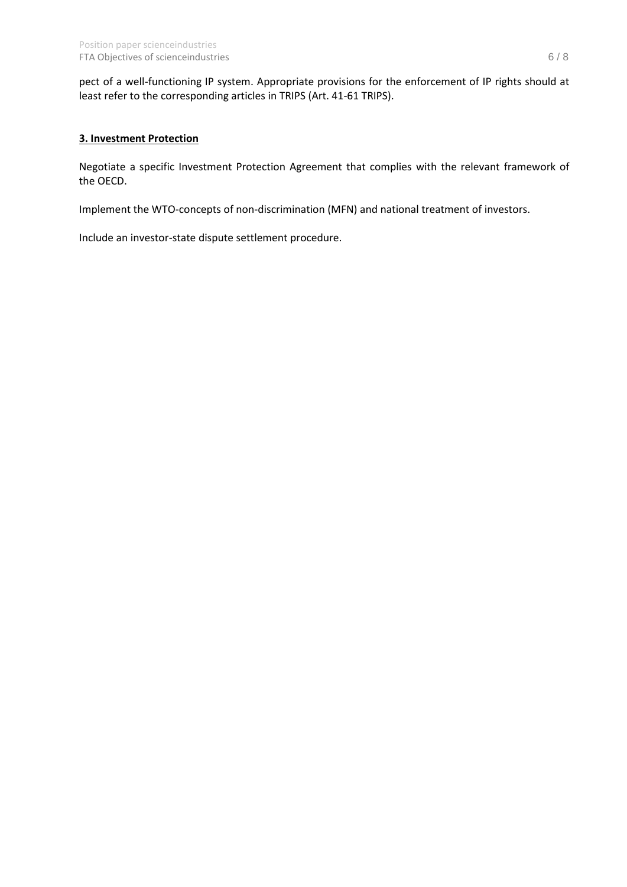pect of a well-functioning IP system. Appropriate provisions for the enforcement of IP rights should at least refer to the corresponding articles in TRIPS (Art. 41-61 TRIPS).

### 3. Investment Protection

Negotiate a specific Investment Protection Agreement that complies with the relevant framework of the OECD.

Implement the WTO-concepts of non-discrimination (MFN) and national treatment of investors.

Include an investor-state dispute settlement procedure.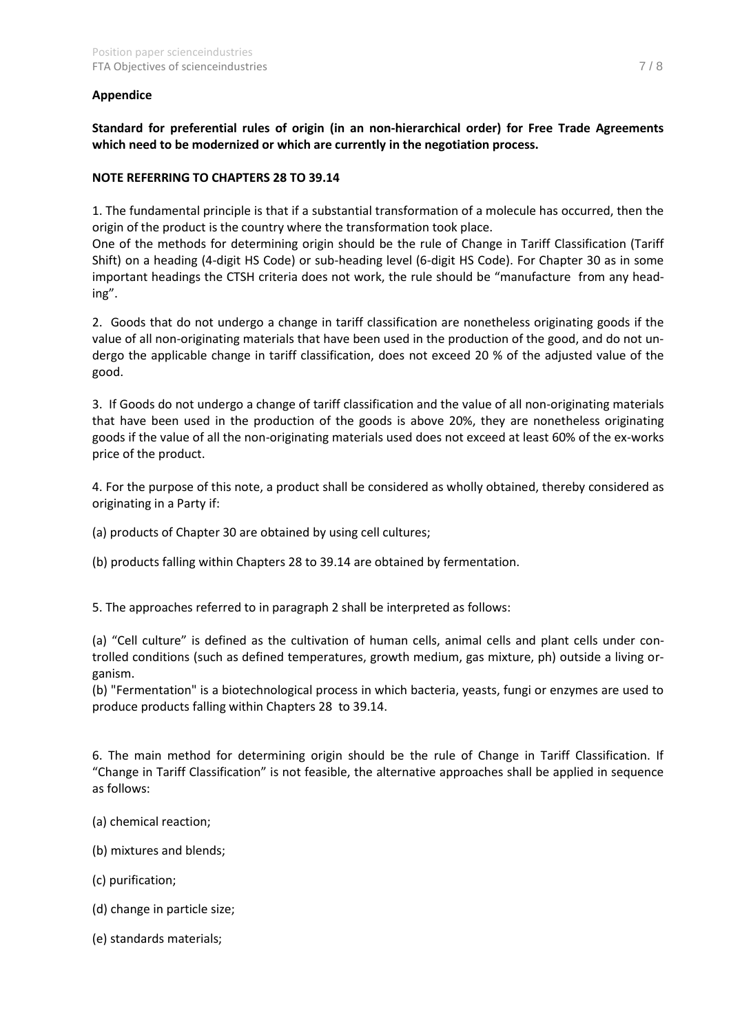**Appendice**

**Standard for preferential rules of origin (in an non-hierarchical order) for Free Trade Agreements which need to be modernized or which are currently in the negotiation process.**

**NOTE REFERRING TO CHAPTERS 28 TO 39.14**

1. The fundamental principle is that if a substantial transformation of a molecule has occurred, then the origin of the product is the country where the transformation took place.
One of the methods for determining origin should be the rule of Change in Tariff Classification (Tariff Shift) on a heading (4-digit HS Code) or sub-heading level (6-digit HS Code). For Chapter 30 as in some important headings the CTSH criteria does not work, the rule should be "manufacture from any heading".

2. Goods that do not undergo a change in tariff classification are nonetheless originating goods if the value of all non-originating materials that have been used in the production of the good, and do not undergo the applicable change in tariff classification, does not exceed 20 % of the adjusted value of the good.

3. If Goods do not undergo a change of tariff classification and the value of all non-originating materials that have been used in the production of the goods is above 20%, they are nonetheless originating goods if the value of all the non-originating materials used does not exceed at least 60% of the ex-works price of the product.

4. For the purpose of this note, a product shall be considered as wholly obtained, thereby considered as originating in a Party if:

(a) products of Chapter 30 are obtained by using cell cultures;

(b) products falling within Chapters 28 to 39.14 are obtained by fermentation.

5. The approaches referred to in paragraph 2 shall be interpreted as follows:

(a) "Cell culture" is defined as the cultivation of human cells, animal cells and plant cells under controlled conditions (such as defined temperatures, growth medium, gas mixture, ph) outside a living organism.
(b) "Fermentation" is a biotechnological process in which bacteria, yeasts, fungi or enzymes are used to produce products falling within Chapters 28 to 39.14.

6. The main method for determining origin should be the rule of Change in Tariff Classification. If "Change in Tariff Classification" is not feasible, the alternative approaches shall be applied in sequence as follows:

(a) chemical reaction;

(b) mixtures and blends;

(c) purification;

(d) change in particle size;

(e) standards materials;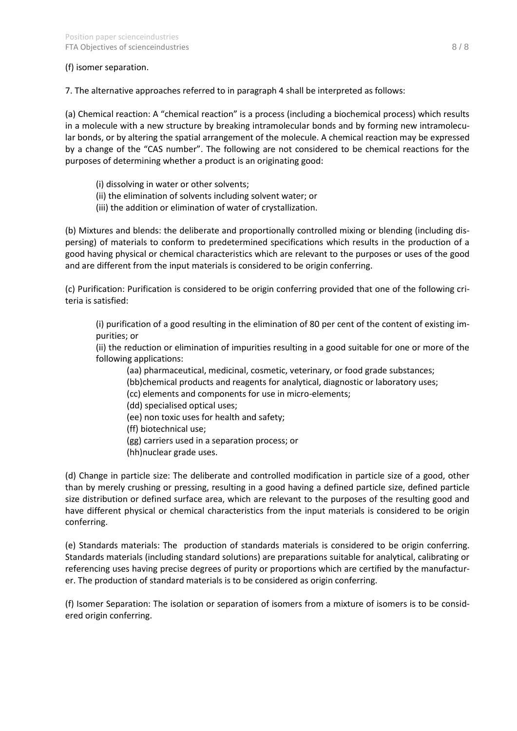(f) isomer separation.

7. The alternative approaches referred to in paragraph 4 shall be interpreted as follows:

(a) Chemical reaction: A "chemical reaction" is a process (including a biochemical process) which results in a molecule with a new structure by breaking intramolecular bonds and by forming new intramolecular bonds, or by altering the spatial arrangement of the molecule. A chemical reaction may be expressed by a change of the "CAS number". The following are not considered to be chemical reactions for the purposes of determining whether a product is an originating good:

- (i) dissolving in water or other solvents;
- (ii) the elimination of solvents including solvent water; or
- (iii) the addition or elimination of water of crystallization.

(b) Mixtures and blends: the deliberate and proportionally controlled mixing or blending (including dispersing) of materials to conform to predetermined specifications which results in the production of a good having physical or chemical characteristics which are relevant to the purposes or uses of the good and are different from the input materials is considered to be origin conferring.

(c) Purification: Purification is considered to be origin conferring provided that one of the following criteria is satisfied:

- (i) purification of a good resulting in the elimination of 80 per cent of the content of existing impurities; or
- (ii) the reduction or elimination of impurities resulting in a good suitable for one or more of the following applications:
  - (aa) pharmaceutical, medicinal, cosmetic, veterinary, or food grade substances;
  - (bb)chemical products and reagents for analytical, diagnostic or laboratory uses;
  - (cc) elements and components for use in micro-elements;
  - (dd) specialised optical uses;
  - (ee) non toxic uses for health and safety;
  - (ff) biotechnical use;
  - (gg) carriers used in a separation process; or
  - (hh)nuclear grade uses.

(d) Change in particle size: The deliberate and controlled modification in particle size of a good, other than by merely crushing or pressing, resulting in a good having a defined particle size, defined particle size distribution or defined surface area, which are relevant to the purposes of the resulting good and have different physical or chemical characteristics from the input materials is considered to be origin conferring.

(e) Standards materials: The production of standards materials is considered to be origin conferring. Standards materials (including standard solutions) are preparations suitable for analytical, calibrating or referencing uses having precise degrees of purity or proportions which are certified by the manufacturer. The production of standard materials is to be considered as origin conferring.

(f) Isomer Separation: The isolation or separation of isomers from a mixture of isomers is to be considered origin conferring.